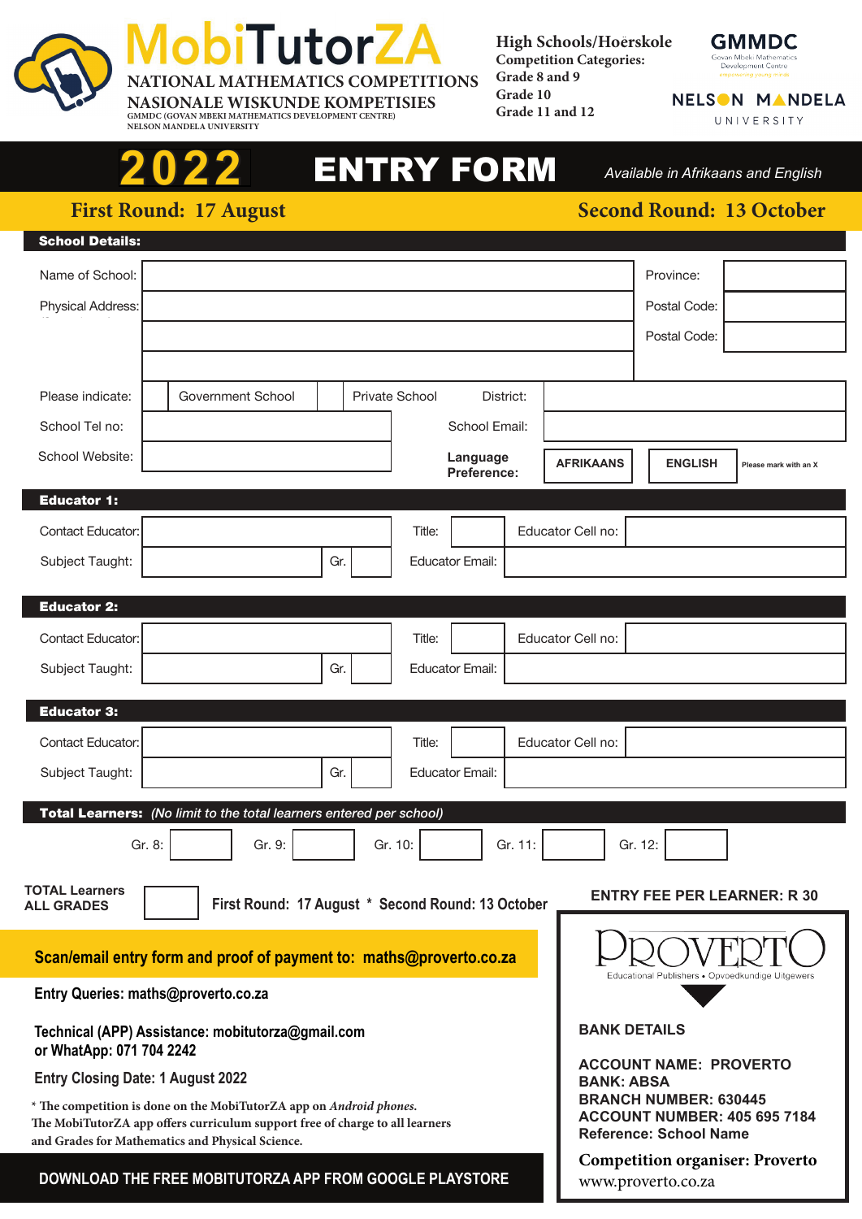# MobiTutorZA

**NATIONAL MATHEMATICS COMPETITIONS**
**NASIONALE WISKUNDE KOMPETISIES**
GMMDC (GOVAN MBEKI MATHEMATICS DEVELOPMENT CENTRE)
NELSON MANDELA UNIVERSITY

**High Schools/Hoërskole**
**Competition Categories:**
Grade 8 and 9
Grade 10
Grade 11 and 12

GMMDC
Govan Mbeki Mathematics Development Centre

NELSON MANDELA UNIVERSITY

# 2022 ENTRY FORM

*Available in Afrikaans and English*

**First Round: 17 August** **Second Round: 13 October**

## School Details:

| | | | |
|---|---|---|---|
| Name of School: | | Province: | |
| Physical Address: | | Postal Code: | |
| | | Postal Code: | |
| | | | |

| | | | | |
|---|---|---|---|---|
| Please indicate: | Government School | Private School | District: | |
| School Tel no: | | | School Email: | |
| School Website: | | | **Language Preference:** | **AFRIKAANS** / **ENGLISH** (Please mark with an X) |

## Educator 1:

| | | | | | |
|---|---|---|---|---|---|
| Contact Educator: | | Title: | | Educator Cell no: | |
| Subject Taught: | | Gr. | | Educator Email: | |

## Educator 2:

| | | | | | |
|---|---|---|---|---|---|
| Contact Educator: | | Title: | | Educator Cell no: | |
| Subject Taught: | | Gr. | | Educator Email: | |

## Educator 3:

| | | | | | |
|---|---|---|---|---|---|
| Contact Educator: | | Title: | | Educator Cell no: | |
| Subject Taught: | | Gr. | | Educator Email: | |

## Total Learners: *(No limit to the total learners entered per school)*

| Gr. 8: | | Gr. 9: | | Gr. 10: | | Gr. 11: | | Gr. 12: | |
|---|---|---|---|---|---|---|---|---|---|

**TOTAL Learners ALL GRADES** [ ]

**First Round: 17 August * Second Round: 13 October**

**ENTRY FEE PER LEARNER: R 30**

**Scan/email entry form and proof of payment to: maths@proverto.co.za**

**Entry Queries: maths@proverto.co.za**

**Technical (APP) Assistance: mobitutorza@gmail.com**
**or WhatApp: 071 704 2242**

**Entry Closing Date: 1 August 2022**

* The competition is done on the MobiTutorZA app on *Android phones.*
The MobiTutorZA app offers curriculum support free of charge to all learners and Grades for Mathematics and Physical Science.

PROVERTO
Educational Publishers • Opvoedkundige Uitgewers

**BANK DETAILS**

**ACCOUNT NAME: PROVERTO**
**BANK: ABSA**
**BRANCH NUMBER: 630445**
**ACCOUNT NUMBER: 405 695 7184**
**Reference: School Name**

**Competition organiser: Proverto**
www.proverto.co.za

**DOWNLOAD THE FREE MOBITUTORZA APP FROM GOOGLE PLAYSTORE**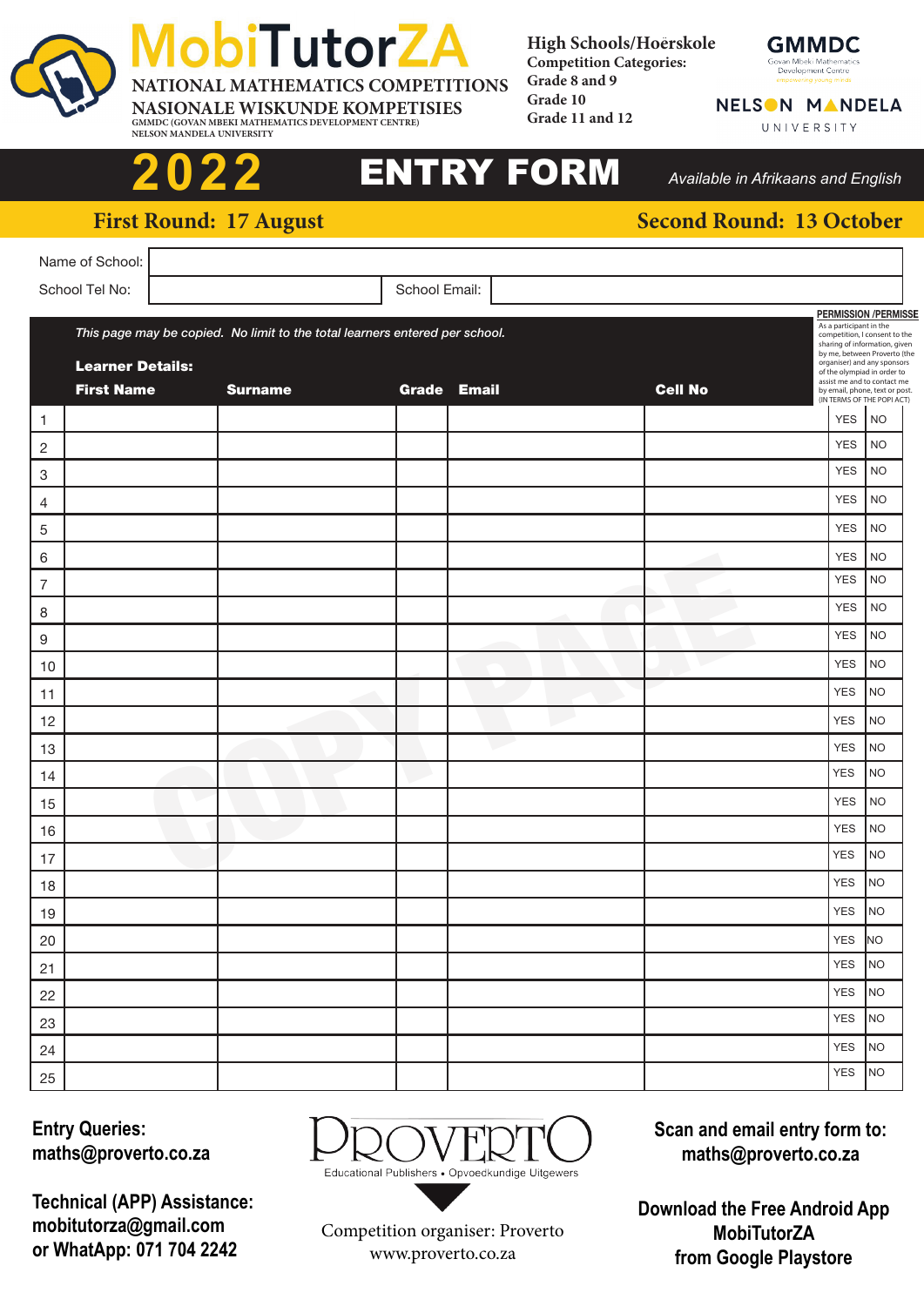# MobiTutorZA

**NATIONAL MATHEMATICS COMPETITIONS**
**NASIONALE WISKUNDE KOMPETISIES**
GMMDC (GOVAN MBEKI MATHEMATICS DEVELOPMENT CENTRE)
NELSON MANDELA UNIVERSITY

**High Schools/Hoërskole**
**Competition Categories:**
**Grade 8 and 9**
**Grade 10**
**Grade 11 and 12**

GMMDC
Govan Mbeki Mathematics Development Centre
empowering young minds

NELSON MANDELA UNIVERSITY

# 2022 ENTRY FORM

*Available in Afrikaans and English*

**First Round: 17 August** | **Second Round: 13 October**

Name of School:

School Tel No: | School Email:

*This page may be copied. No limit to the total learners entered per school.*

**Learner Details:**

**PERMISSION /PERMISSE**
As a participant in the competition, I consent to the sharing of information, given by me, between Proverto (the organiser) and any sponsors of the olympiad in order to assist me and to contact me by email, phone, text or post. (IN TERMS OF THE POPI ACT)

| | First Name | Surname | Grade | Email | Cell No | Permission | |
|---|---|---|---|---|---|---|---|
| 1 | | | | | | YES | NO |
| 2 | | | | | | YES | NO |
| 3 | | | | | | YES | NO |
| 4 | | | | | | YES | NO |
| 5 | | | | | | YES | NO |
| 6 | | | | | | YES | NO |
| 7 | | | | | | YES | NO |
| 8 | | | | | | YES | NO |
| 9 | | | | | | YES | NO |
| 10 | | | | | | YES | NO |
| 11 | | | | | | YES | NO |
| 12 | | | | | | YES | NO |
| 13 | | | | | | YES | NO |
| 14 | | | | | | YES | NO |
| 15 | | | | | | YES | NO |
| 16 | | | | | | YES | NO |
| 17 | | | | | | YES | NO |
| 18 | | | | | | YES | NO |
| 19 | | | | | | YES | NO |
| 20 | | | | | | YES | NO |
| 21 | | | | | | YES | NO |
| 22 | | | | | | YES | NO |
| 23 | | | | | | YES | NO |
| 24 | | | | | | YES | NO |
| 25 | | | | | | YES | NO |

COPY PAGE

**Entry Queries:**
**maths@proverto.co.za**

**Technical (APP) Assistance:**
**mobitutorza@gmail.com**
**or WhatApp: 071 704 2242**

PROVERTO
Educational Publishers • Opvoedkundige Uitgewers

Competition organiser: Proverto
www.proverto.co.za

**Scan and email entry form to:**
**maths@proverto.co.za**

**Download the Free Android App**
**MobiTutorZA**
**from Google Playstore**